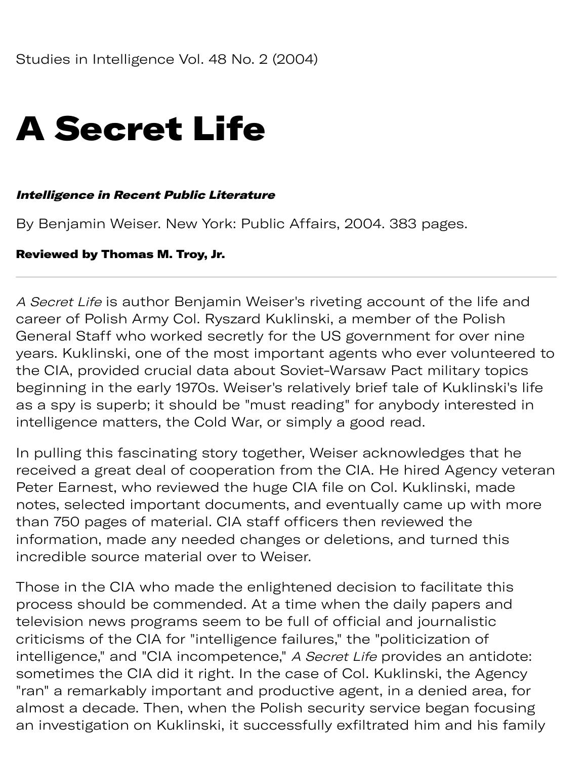Studies in Intelligence Vol. 48 No. 2 (2004)

# A Secret Life

***Intelligence in Recent Public Literature***

By Benjamin Weiser. New York: Public Affairs, 2004. 383 pages.

**Reviewed by Thomas M. Troy, Jr.**

---

*A Secret Life* is author Benjamin Weiser's riveting account of the life and career of Polish Army Col. Ryszard Kuklinski, a member of the Polish General Staff who worked secretly for the US government for over nine years. Kuklinski, one of the most important agents who ever volunteered to the CIA, provided crucial data about Soviet-Warsaw Pact military topics beginning in the early 1970s. Weiser's relatively brief tale of Kuklinski's life as a spy is superb; it should be "must reading" for anybody interested in intelligence matters, the Cold War, or simply a good read.

In pulling this fascinating story together, Weiser acknowledges that he received a great deal of cooperation from the CIA. He hired Agency veteran Peter Earnest, who reviewed the huge CIA file on Col. Kuklinski, made notes, selected important documents, and eventually came up with more than 750 pages of material. CIA staff officers then reviewed the information, made any needed changes or deletions, and turned this incredible source material over to Weiser.

Those in the CIA who made the enlightened decision to facilitate this process should be commended. At a time when the daily papers and television news programs seem to be full of official and journalistic criticisms of the CIA for "intelligence failures," the "politicization of intelligence," and "CIA incompetence," *A Secret Life* provides an antidote: sometimes the CIA did it right. In the case of Col. Kuklinski, the Agency "ran" a remarkably important and productive agent, in a denied area, for almost a decade. Then, when the Polish security service began focusing an investigation on Kuklinski, it successfully exfiltrated him and his family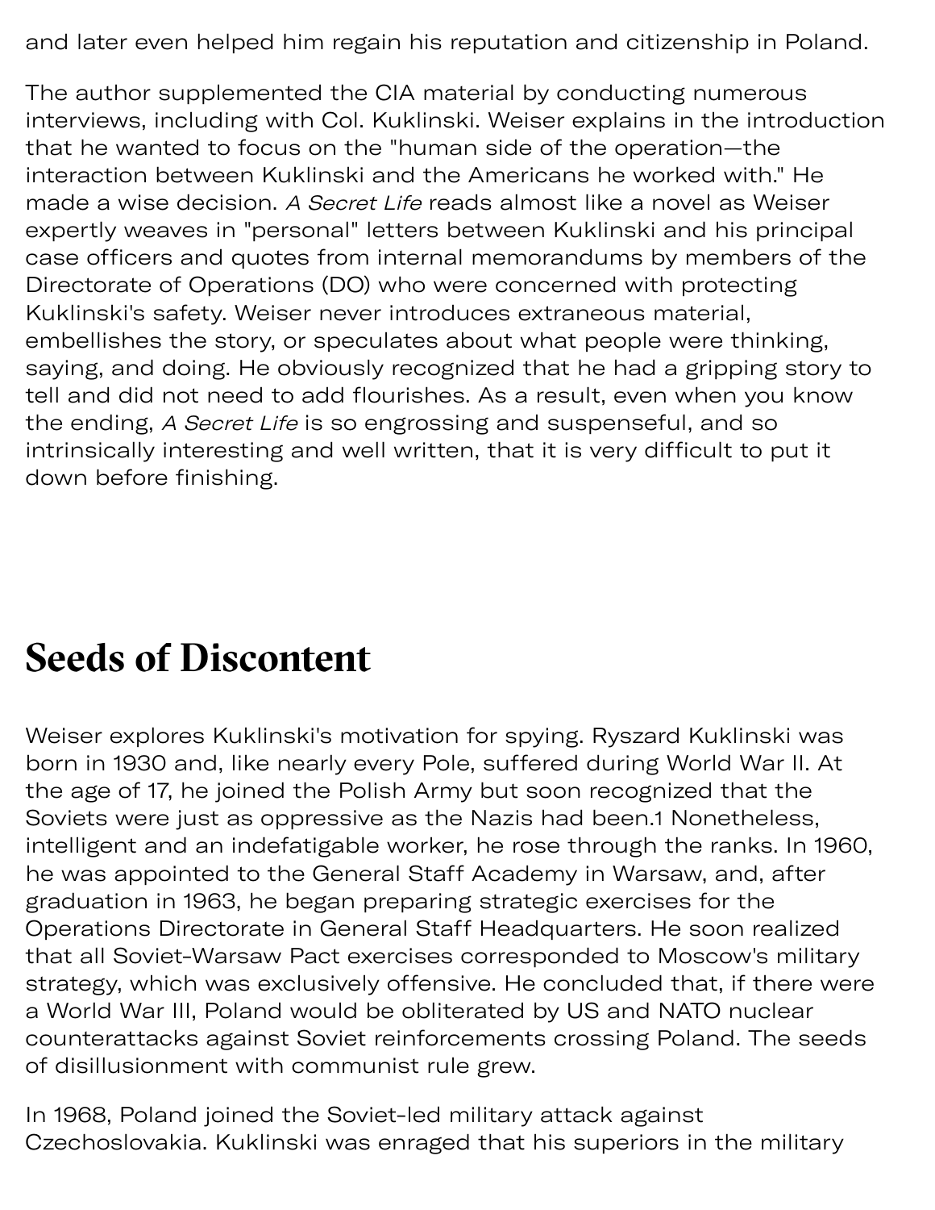and later even helped him regain his reputation and citizenship in Poland.

The author supplemented the CIA material by conducting numerous interviews, including with Col. Kuklinski. Weiser explains in the introduction that he wanted to focus on the "human side of the operation—the interaction between Kuklinski and the Americans he worked with." He made a wise decision. *A Secret Life* reads almost like a novel as Weiser expertly weaves in "personal" letters between Kuklinski and his principal case officers and quotes from internal memorandums by members of the Directorate of Operations (DO) who were concerned with protecting Kuklinski's safety. Weiser never introduces extraneous material, embellishes the story, or speculates about what people were thinking, saying, and doing. He obviously recognized that he had a gripping story to tell and did not need to add flourishes. As a result, even when you know the ending, *A Secret Life* is so engrossing and suspenseful, and so intrinsically interesting and well written, that it is very difficult to put it down before finishing.

## Seeds of Discontent

Weiser explores Kuklinski's motivation for spying. Ryszard Kuklinski was born in 1930 and, like nearly every Pole, suffered during World War II. At the age of 17, he joined the Polish Army but soon recognized that the Soviets were just as oppressive as the Nazis had been.[1] Nonetheless, intelligent and an indefatigable worker, he rose through the ranks. In 1960, he was appointed to the General Staff Academy in Warsaw, and, after graduation in 1963, he began preparing strategic exercises for the Operations Directorate in General Staff Headquarters. He soon realized that all Soviet-Warsaw Pact exercises corresponded to Moscow's military strategy, which was exclusively offensive. He concluded that, if there were a World War III, Poland would be obliterated by US and NATO nuclear counterattacks against Soviet reinforcements crossing Poland. The seeds of disillusionment with communist rule grew.

In 1968, Poland joined the Soviet-led military attack against Czechoslovakia. Kuklinski was enraged that his superiors in the military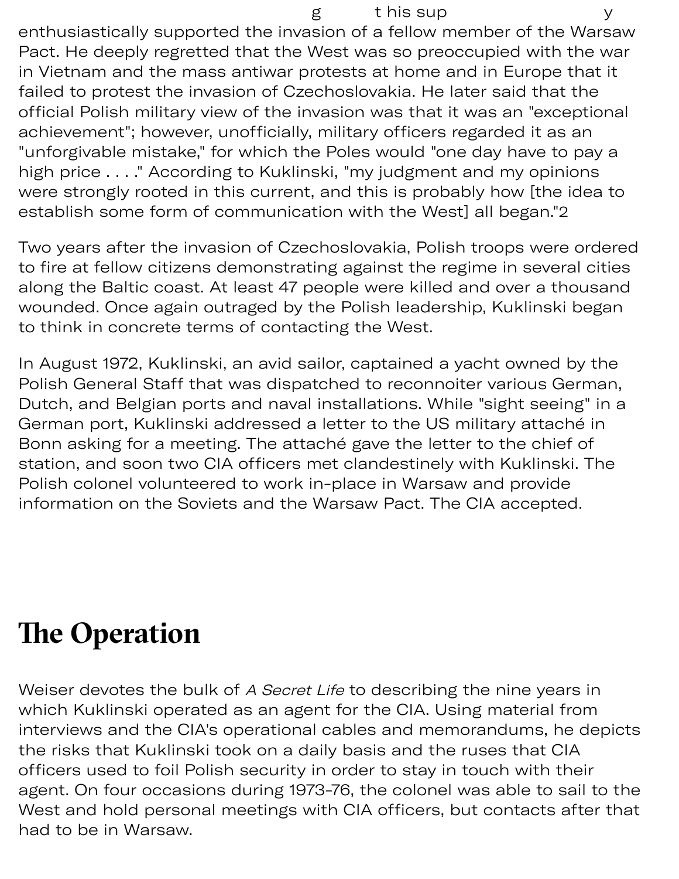enthusiastically supported the invasion of a fellow member of the Warsaw Pact. He deeply regretted that the West was so preoccupied with the war in Vietnam and the mass antiwar protests at home and in Europe that it failed to protest the invasion of Czechoslovakia. He later said that the official Polish military view of the invasion was that it was an "exceptional achievement"; however, unofficially, military officers regarded it as an "unforgivable mistake," for which the Poles would "one day have to pay a high price . . . ." According to Kuklinski, "my judgment and my opinions were strongly rooted in this current, and this is probably how [the idea to establish some form of communication with the West] all began."[2]

Two years after the invasion of Czechoslovakia, Polish troops were ordered to fire at fellow citizens demonstrating against the regime in several cities along the Baltic coast. At least 47 people were killed and over a thousand wounded. Once again outraged by the Polish leadership, Kuklinski began to think in concrete terms of contacting the West.

In August 1972, Kuklinski, an avid sailor, captained a yacht owned by the Polish General Staff that was dispatched to reconnoiter various German, Dutch, and Belgian ports and naval installations. While "sight seeing" in a German port, Kuklinski addressed a letter to the US military attaché in Bonn asking for a meeting. The attaché gave the letter to the chief of station, and soon two CIA officers met clandestinely with Kuklinski. The Polish colonel volunteered to work in-place in Warsaw and provide information on the Soviets and the Warsaw Pact. The CIA accepted.

## The Operation

Weiser devotes the bulk of *A Secret Life* to describing the nine years in which Kuklinski operated as an agent for the CIA. Using material from interviews and the CIA's operational cables and memorandums, he depicts the risks that Kuklinski took on a daily basis and the ruses that CIA officers used to foil Polish security in order to stay in touch with their agent. On four occasions during 1973-76, the colonel was able to sail to the West and hold personal meetings with CIA officers, but contacts after that had to be in Warsaw.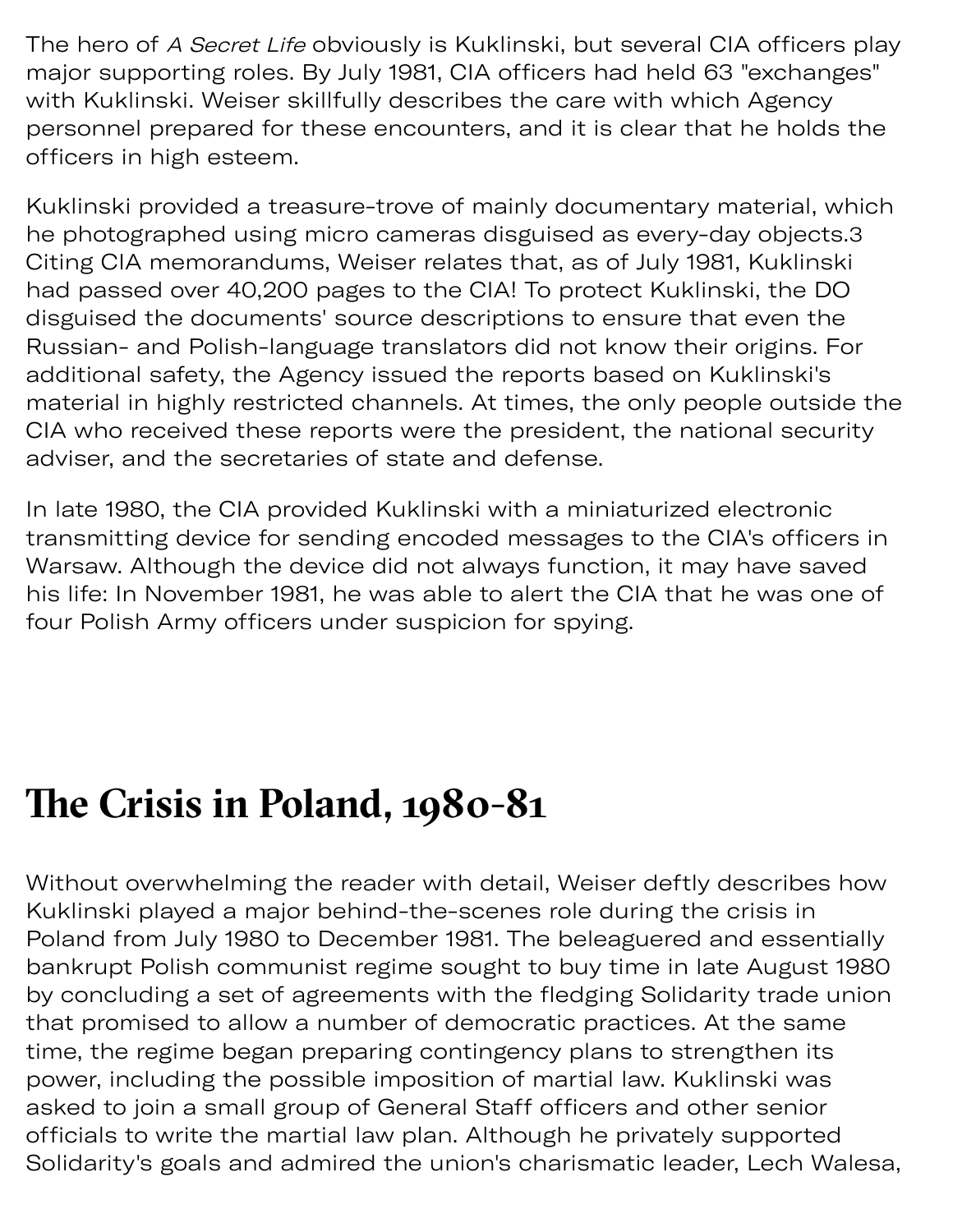The hero of *A Secret Life* obviously is Kuklinski, but several CIA officers play major supporting roles. By July 1981, CIA officers had held 63 "exchanges" with Kuklinski. Weiser skillfully describes the care with which Agency personnel prepared for these encounters, and it is clear that he holds the officers in high esteem.

Kuklinski provided a treasure-trove of mainly documentary material, which he photographed using micro cameras disguised as every-day objects.[3] Citing CIA memorandums, Weiser relates that, as of July 1981, Kuklinski had passed over 40,200 pages to the CIA! To protect Kuklinski, the DO disguised the documents' source descriptions to ensure that even the Russian- and Polish-language translators did not know their origins. For additional safety, the Agency issued the reports based on Kuklinski's material in highly restricted channels. At times, the only people outside the CIA who received these reports were the president, the national security adviser, and the secretaries of state and defense.

In late 1980, the CIA provided Kuklinski with a miniaturized electronic transmitting device for sending encoded messages to the CIA's officers in Warsaw. Although the device did not always function, it may have saved his life: In November 1981, he was able to alert the CIA that he was one of four Polish Army officers under suspicion for spying.

## The Crisis in Poland, 1980-81

Without overwhelming the reader with detail, Weiser deftly describes how Kuklinski played a major behind-the-scenes role during the crisis in Poland from July 1980 to December 1981. The beleaguered and essentially bankrupt Polish communist regime sought to buy time in late August 1980 by concluding a set of agreements with the fledging Solidarity trade union that promised to allow a number of democratic practices. At the same time, the regime began preparing contingency plans to strengthen its power, including the possible imposition of martial law. Kuklinski was asked to join a small group of General Staff officers and other senior officials to write the martial law plan. Although he privately supported Solidarity's goals and admired the union's charismatic leader, Lech Walesa,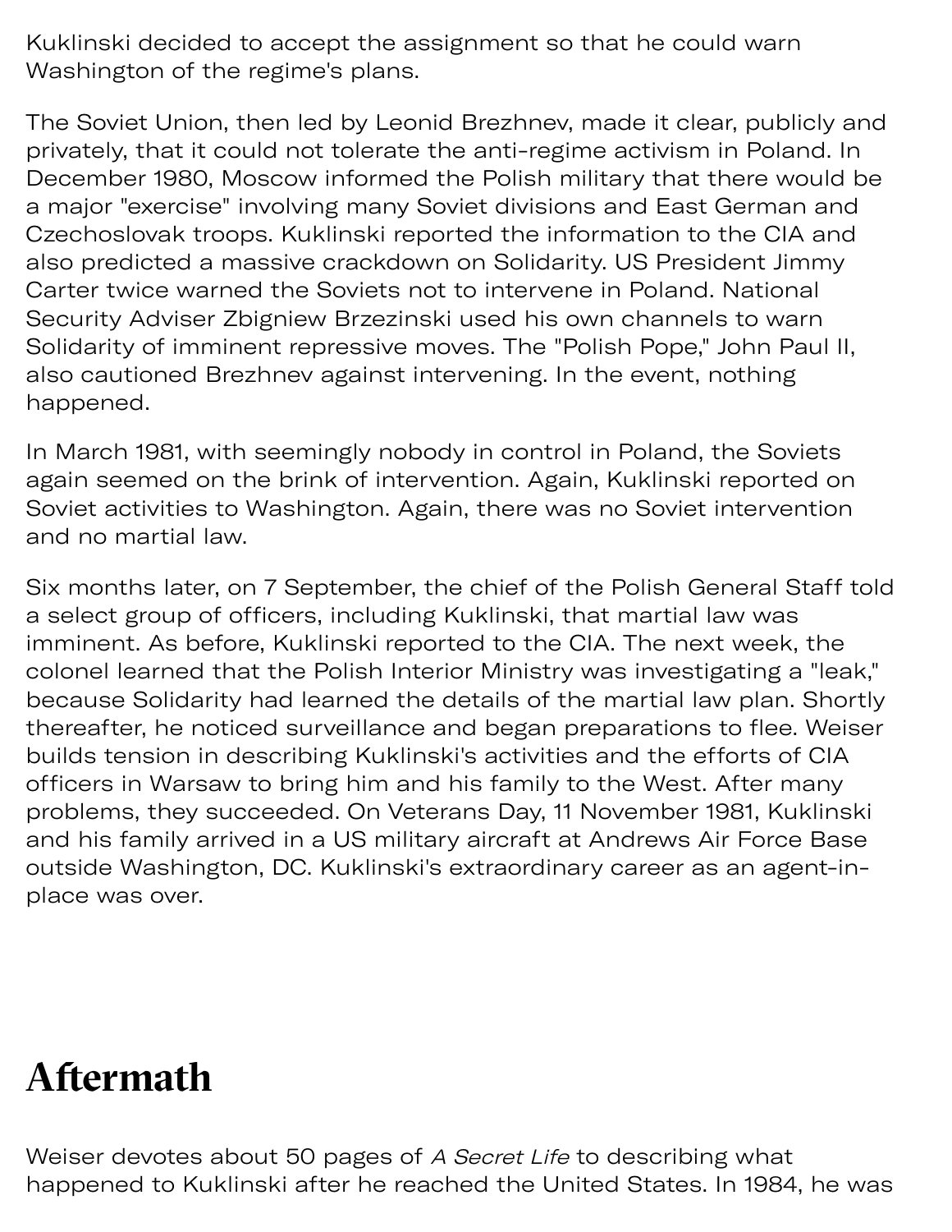Kuklinski decided to accept the assignment so that he could warn Washington of the regime's plans.

The Soviet Union, then led by Leonid Brezhnev, made it clear, publicly and privately, that it could not tolerate the anti-regime activism in Poland. In December 1980, Moscow informed the Polish military that there would be a major "exercise" involving many Soviet divisions and East German and Czechoslovak troops. Kuklinski reported the information to the CIA and also predicted a massive crackdown on Solidarity. US President Jimmy Carter twice warned the Soviets not to intervene in Poland. National Security Adviser Zbigniew Brzezinski used his own channels to warn Solidarity of imminent repressive moves. The "Polish Pope," John Paul II, also cautioned Brezhnev against intervening. In the event, nothing happened.

In March 1981, with seemingly nobody in control in Poland, the Soviets again seemed on the brink of intervention. Again, Kuklinski reported on Soviet activities to Washington. Again, there was no Soviet intervention and no martial law.

Six months later, on 7 September, the chief of the Polish General Staff told a select group of officers, including Kuklinski, that martial law was imminent. As before, Kuklinski reported to the CIA. The next week, the colonel learned that the Polish Interior Ministry was investigating a "leak," because Solidarity had learned the details of the martial law plan. Shortly thereafter, he noticed surveillance and began preparations to flee. Weiser builds tension in describing Kuklinski's activities and the efforts of CIA officers in Warsaw to bring him and his family to the West. After many problems, they succeeded. On Veterans Day, 11 November 1981, Kuklinski and his family arrived in a US military aircraft at Andrews Air Force Base outside Washington, DC. Kuklinski's extraordinary career as an agent-in-place was over.

## Aftermath

Weiser devotes about 50 pages of *A Secret Life* to describing what happened to Kuklinski after he reached the United States. In 1984, he was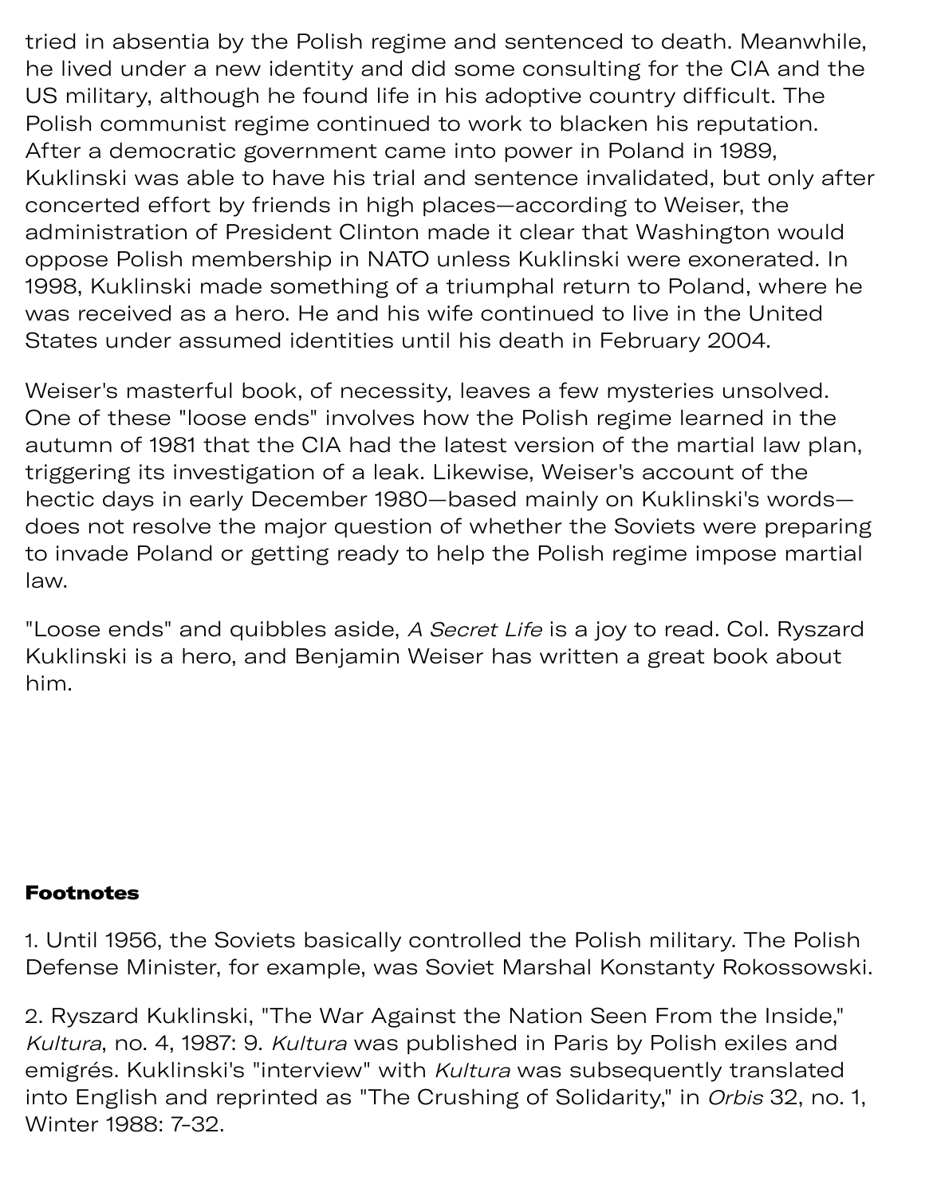tried in absentia by the Polish regime and sentenced to death. Meanwhile, he lived under a new identity and did some consulting for the CIA and the US military, although he found life in his adoptive country difficult. The Polish communist regime continued to work to blacken his reputation. After a democratic government came into power in Poland in 1989, Kuklinski was able to have his trial and sentence invalidated, but only after concerted effort by friends in high places—according to Weiser, the administration of President Clinton made it clear that Washington would oppose Polish membership in NATO unless Kuklinski were exonerated. In 1998, Kuklinski made something of a triumphal return to Poland, where he was received as a hero. He and his wife continued to live in the United States under assumed identities until his death in February 2004.

Weiser's masterful book, of necessity, leaves a few mysteries unsolved. One of these "loose ends" involves how the Polish regime learned in the autumn of 1981 that the CIA had the latest version of the martial law plan, triggering its investigation of a leak. Likewise, Weiser's account of the hectic days in early December 1980—based mainly on Kuklinski's words—does not resolve the major question of whether the Soviets were preparing to invade Poland or getting ready to help the Polish regime impose martial law.

"Loose ends" and quibbles aside, *A Secret Life* is a joy to read. Col. Ryszard Kuklinski is a hero, and Benjamin Weiser has written a great book about him.

**Footnotes**

1. Until 1956, the Soviets basically controlled the Polish military. The Polish Defense Minister, for example, was Soviet Marshal Konstanty Rokossowski.

2. Ryszard Kuklinski, "The War Against the Nation Seen From the Inside," *Kultura*, no. 4, 1987: 9. *Kultura* was published in Paris by Polish exiles and emigrés. Kuklinski's "interview" with *Kultura* was subsequently translated into English and reprinted as "The Crushing of Solidarity," in *Orbis* 32, no. 1, Winter 1988: 7-32.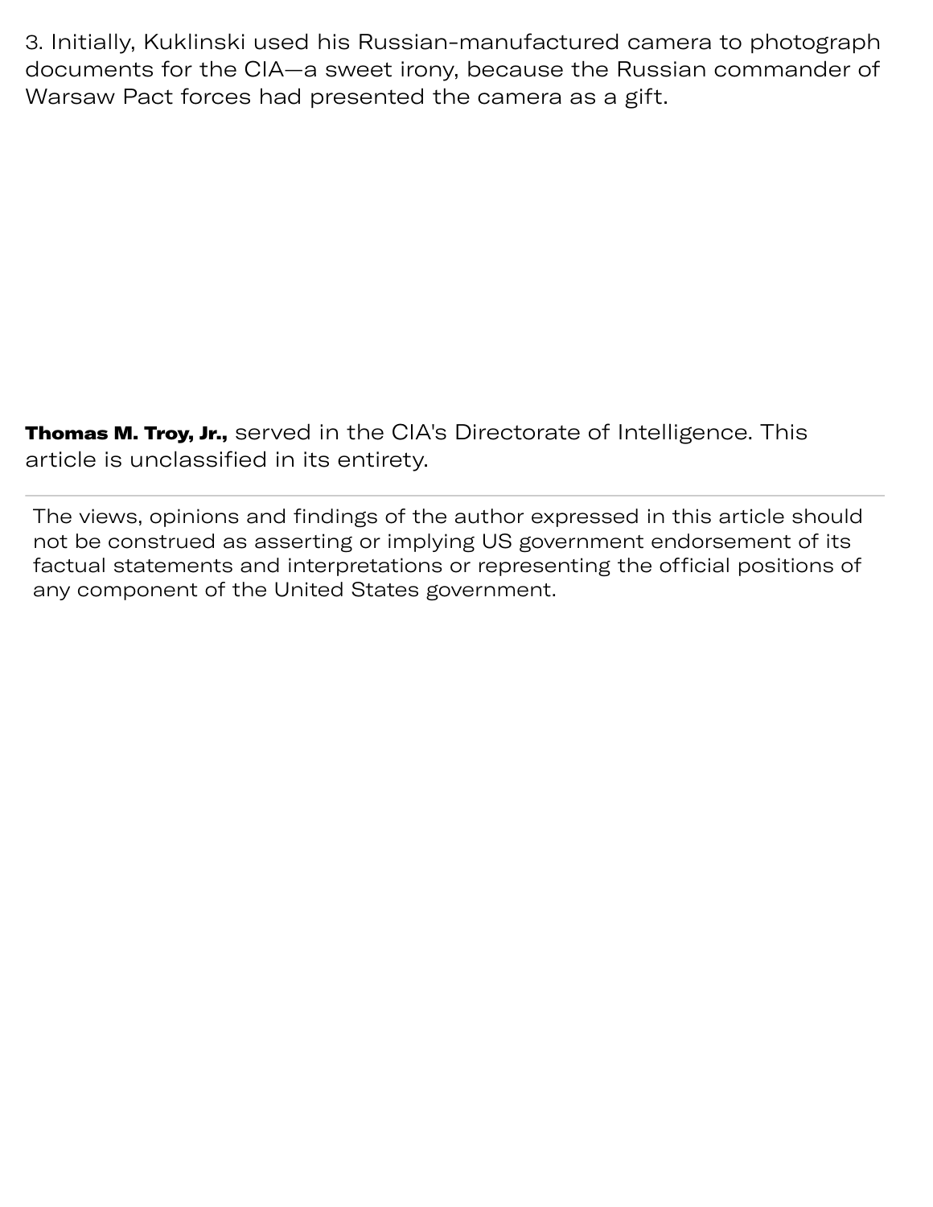3. Initially, Kuklinski used his Russian-manufactured camera to photograph documents for the CIA—a sweet irony, because the Russian commander of Warsaw Pact forces had presented the camera as a gift.

**Thomas M. Troy, Jr.,** served in the CIA's Directorate of Intelligence. This article is unclassified in its entirety.

---

The views, opinions and findings of the author expressed in this article should not be construed as asserting or implying US government endorsement of its factual statements and interpretations or representing the official positions of any component of the United States government.